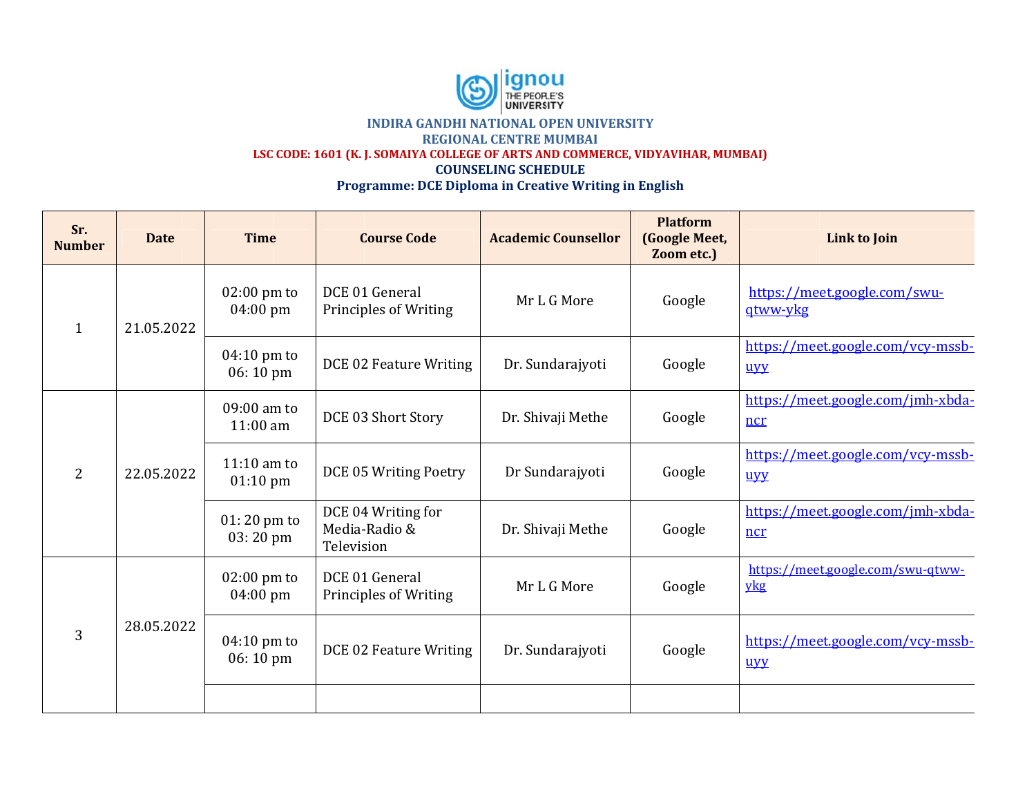ignou THE PEOPLE'S UNIVERSITY

**INDIRA GANDHI NATIONAL OPEN UNIVERSITY**

**REGIONAL CENTRE MUMBAI**

**LSC CODE: 1601 (K. J. SOMAIYA COLLEGE OF ARTS AND COMMERCE, VIDYAVIHAR, MUMBAI)**

**COUNSELING SCHEDULE**

**Programme: DCE Diploma in Creative Writing in English**

| Sr. Number | Date | Time | Course Code | Academic Counsellor | Platform (Google Meet, Zoom etc.) | Link to Join |
|---|---|---|---|---|---|---|
| 1 | 21.05.2022 | 02:00 pm to 04:00 pm | DCE 01 General Principles of Writing | Mr L G More | Google | https://meet.google.com/swu-qtww-ykg |
| | | 04:10 pm to 06: 10 pm | DCE 02 Feature Writing | Dr. Sundarajyoti | Google | https://meet.google.com/vcy-mssb-uyy |
| 2 | 22.05.2022 | 09:00 am to 11:00 am | DCE 03 Short Story | Dr. Shivaji Methe | Google | https://meet.google.com/jmh-xbda-ncr |
| | | 11:10 am to 01:10 pm | DCE 05 Writing Poetry | Dr Sundarajyoti | Google | https://meet.google.com/vcy-mssb-uyy |
| | | 01: 20 pm to 03: 20 pm | DCE 04 Writing for Media-Radio & Television | Dr. Shivaji Methe | Google | https://meet.google.com/jmh-xbda-ncr |
| 3 | 28.05.2022 | 02:00 pm to 04:00 pm | DCE 01 General Principles of Writing | Mr L G More | Google | https://meet.google.com/swu-qtww-ykg |
| | | 04:10 pm to 06: 10 pm | DCE 02 Feature Writing | Dr. Sundarajyoti | Google | https://meet.google.com/vcy-mssb-uyy |
| | | | | | | |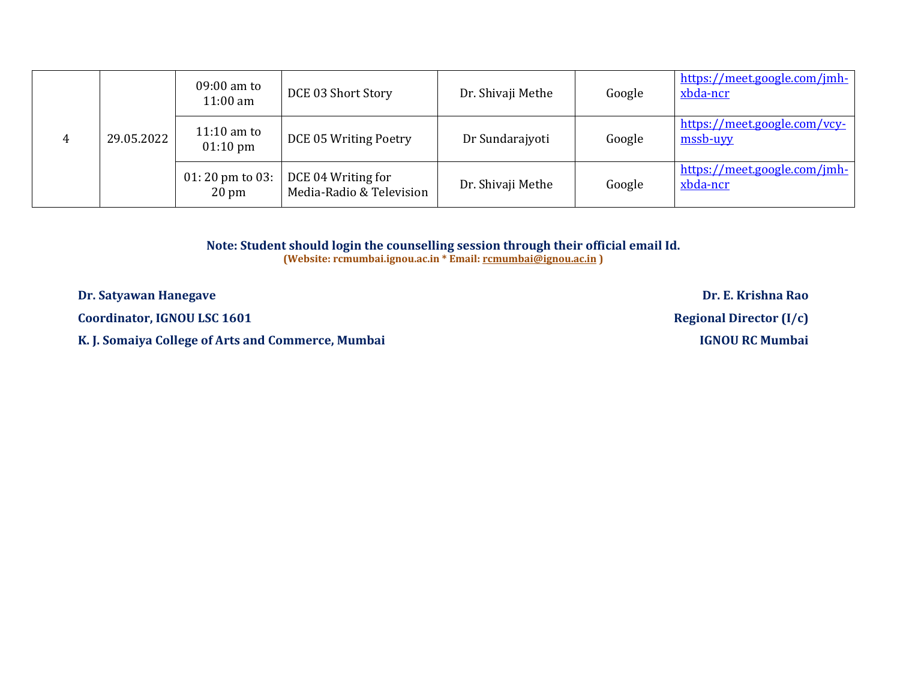| | | | | | | |
|---|---|---|---|---|---|---|
| 4 | 29.05.2022 | 09:00 am to 11:00 am | DCE 03 Short Story | Dr. Shivaji Methe | Google | https://meet.google.com/jmh-xbda-ncr |
| | | 11:10 am to 01:10 pm | DCE 05 Writing Poetry | Dr Sundarajyoti | Google | https://meet.google.com/vcy-mssb-uyy |
| | | 01: 20 pm to 03: 20 pm | DCE 04 Writing for Media-Radio & Television | Dr. Shivaji Methe | Google | https://meet.google.com/jmh-xbda-ncr |

**Note: Student should login the counselling session through their official email Id.**
**(Website: rcmumbai.ignou.ac.in * Email: rcmumbai@ignou.ac.in )**

**Dr. Satyawan Hanegave**
**Coordinator, IGNOU LSC 1601**
**K. J. Somaiya College of Arts and Commerce, Mumbai**

**Dr. E. Krishna Rao**
**Regional Director (I/c)**
**IGNOU RC Mumbai**